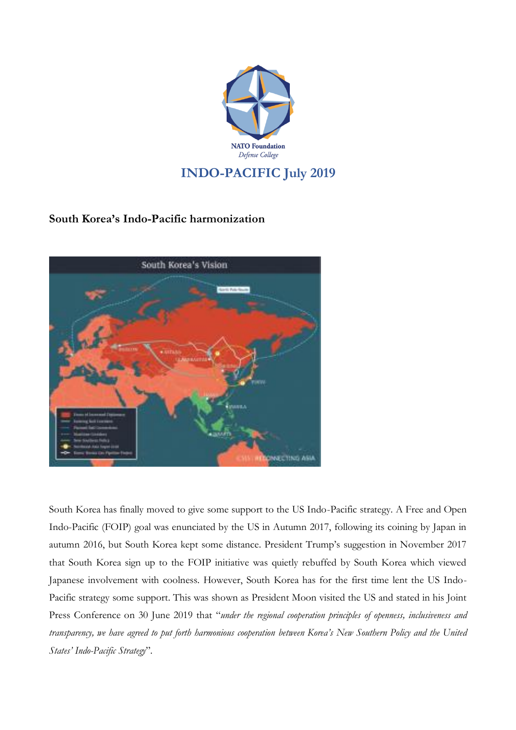NATO Foundation
*Defense College*

# INDO-PACIFIC July 2019

## South Korea's Indo-Pacific harmonization

South Korea has finally moved to give some support to the US Indo-Pacific strategy. A Free and Open Indo-Pacific (FOIP) goal was enunciated by the US in Autumn 2017, following its coining by Japan in autumn 2016, but South Korea kept some distance. President Trump's suggestion in November 2017 that South Korea sign up to the FOIP initiative was quietly rebuffed by South Korea which viewed Japanese involvement with coolness. However, South Korea has for the first time lent the US Indo-Pacific strategy some support. This was shown as President Moon visited the US and stated in his Joint Press Conference on 30 June 2019 that "*under the regional cooperation principles of openness, inclusiveness and transparency, we have agreed to put forth harmonious cooperation between Korea's New Southern Policy and the United States' Indo-Pacific Strategy*".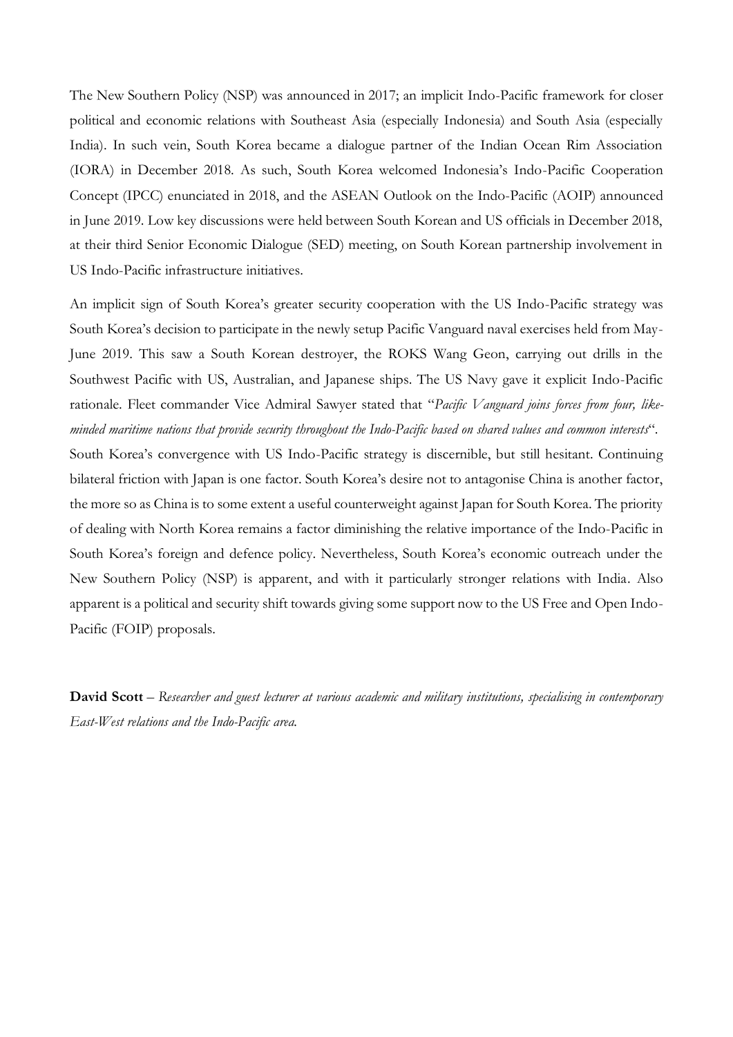The New Southern Policy (NSP) was announced in 2017; an implicit Indo-Pacific framework for closer political and economic relations with Southeast Asia (especially Indonesia) and South Asia (especially India). In such vein, South Korea became a dialogue partner of the Indian Ocean Rim Association (IORA) in December 2018. As such, South Korea welcomed Indonesia's Indo-Pacific Cooperation Concept (IPCC) enunciated in 2018, and the ASEAN Outlook on the Indo-Pacific (AOIP) announced in June 2019. Low key discussions were held between South Korean and US officials in December 2018, at their third Senior Economic Dialogue (SED) meeting, on South Korean partnership involvement in US Indo-Pacific infrastructure initiatives.

An implicit sign of South Korea's greater security cooperation with the US Indo-Pacific strategy was South Korea's decision to participate in the newly setup Pacific Vanguard naval exercises held from May-June 2019. This saw a South Korean destroyer, the ROKS Wang Geon, carrying out drills in the Southwest Pacific with US, Australian, and Japanese ships. The US Navy gave it explicit Indo-Pacific rationale. Fleet commander Vice Admiral Sawyer stated that "*Pacific Vanguard joins forces from four, like-minded maritime nations that provide security throughout the Indo-Pacific based on shared values and common interests*".

South Korea's convergence with US Indo-Pacific strategy is discernible, but still hesitant. Continuing bilateral friction with Japan is one factor. South Korea's desire not to antagonise China is another factor, the more so as China is to some extent a useful counterweight against Japan for South Korea. The priority of dealing with North Korea remains a factor diminishing the relative importance of the Indo-Pacific in South Korea's foreign and defence policy. Nevertheless, South Korea's economic outreach under the New Southern Policy (NSP) is apparent, and with it particularly stronger relations with India. Also apparent is a political and security shift towards giving some support now to the US Free and Open Indo-Pacific (FOIP) proposals.

**David Scott** – *Researcher and guest lecturer at various academic and military institutions, specialising in contemporary East-West relations and the Indo-Pacific area.*